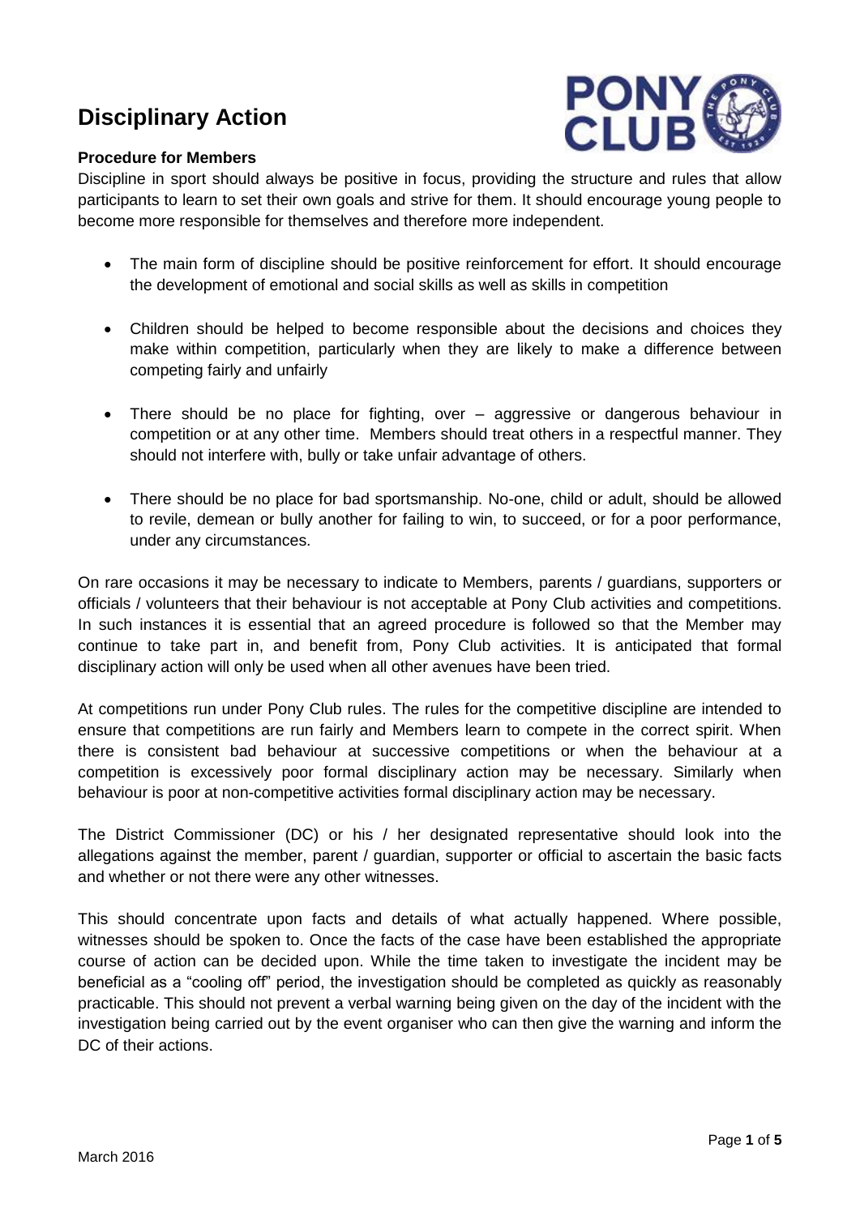# Disciplinary Action

### Procedure for Members

Discipline in sport should always be positive in focus, providing the structure and rules that allow participants to learn to set their own goals and strive for them. It should encourage young people to become more responsible for themselves and therefore more independent.

- The main form of discipline should be positive reinforcement for effort. It should encourage the development of emotional and social skills as well as skills in competition
- Children should be helped to become responsible about the decisions and choices they make within competition, particularly when they are likely to make a difference between competing fairly and unfairly
- There should be no place for fighting, over – aggressive or dangerous behaviour in competition or at any other time. Members should treat others in a respectful manner. They should not interfere with, bully or take unfair advantage of others.
- There should be no place for bad sportsmanship. No-one, child or adult, should be allowed to revile, demean or bully another for failing to win, to succeed, or for a poor performance, under any circumstances.

On rare occasions it may be necessary to indicate to Members, parents / guardians, supporters or officials / volunteers that their behaviour is not acceptable at Pony Club activities and competitions. In such instances it is essential that an agreed procedure is followed so that the Member may continue to take part in, and benefit from, Pony Club activities. It is anticipated that formal disciplinary action will only be used when all other avenues have been tried.

At competitions run under Pony Club rules. The rules for the competitive discipline are intended to ensure that competitions are run fairly and Members learn to compete in the correct spirit. When there is consistent bad behaviour at successive competitions or when the behaviour at a competition is excessively poor formal disciplinary action may be necessary. Similarly when behaviour is poor at non-competitive activities formal disciplinary action may be necessary.

The District Commissioner (DC) or his / her designated representative should look into the allegations against the member, parent / guardian, supporter or official to ascertain the basic facts and whether or not there were any other witnesses.

This should concentrate upon facts and details of what actually happened. Where possible, witnesses should be spoken to. Once the facts of the case have been established the appropriate course of action can be decided upon. While the time taken to investigate the incident may be beneficial as a "cooling off" period, the investigation should be completed as quickly as reasonably practicable. This should not prevent a verbal warning being given on the day of the incident with the investigation being carried out by the event organiser who can then give the warning and inform the DC of their actions.

March 2016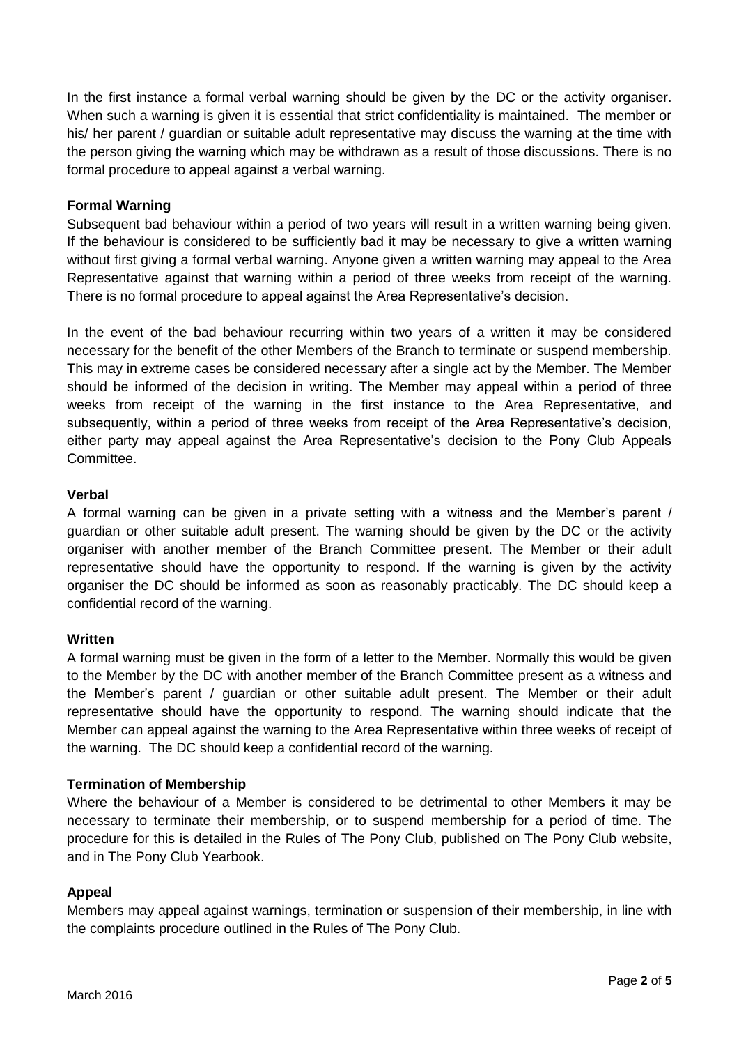In the first instance a formal verbal warning should be given by the DC or the activity organiser. When such a warning is given it is essential that strict confidentiality is maintained. The member or his/ her parent / guardian or suitable adult representative may discuss the warning at the time with the person giving the warning which may be withdrawn as a result of those discussions. There is no formal procedure to appeal against a verbal warning.

**Formal Warning**

Subsequent bad behaviour within a period of two years will result in a written warning being given. If the behaviour is considered to be sufficiently bad it may be necessary to give a written warning without first giving a formal verbal warning. Anyone given a written warning may appeal to the Area Representative against that warning within a period of three weeks from receipt of the warning. There is no formal procedure to appeal against the Area Representative's decision.

In the event of the bad behaviour recurring within two years of a written it may be considered necessary for the benefit of the other Members of the Branch to terminate or suspend membership. This may in extreme cases be considered necessary after a single act by the Member. The Member should be informed of the decision in writing. The Member may appeal within a period of three weeks from receipt of the warning in the first instance to the Area Representative, and subsequently, within a period of three weeks from receipt of the Area Representative's decision, either party may appeal against the Area Representative's decision to the Pony Club Appeals Committee.

**Verbal**

A formal warning can be given in a private setting with a witness and the Member's parent / guardian or other suitable adult present. The warning should be given by the DC or the activity organiser with another member of the Branch Committee present. The Member or their adult representative should have the opportunity to respond. If the warning is given by the activity organiser the DC should be informed as soon as reasonably practicably. The DC should keep a confidential record of the warning.

**Written**

A formal warning must be given in the form of a letter to the Member. Normally this would be given to the Member by the DC with another member of the Branch Committee present as a witness and the Member's parent / guardian or other suitable adult present. The Member or their adult representative should have the opportunity to respond. The warning should indicate that the Member can appeal against the warning to the Area Representative within three weeks of receipt of the warning. The DC should keep a confidential record of the warning.

**Termination of Membership**

Where the behaviour of a Member is considered to be detrimental to other Members it may be necessary to terminate their membership, or to suspend membership for a period of time. The procedure for this is detailed in the Rules of The Pony Club, published on The Pony Club website, and in The Pony Club Yearbook.

**Appeal**

Members may appeal against warnings, termination or suspension of their membership, in line with the complaints procedure outlined in the Rules of The Pony Club.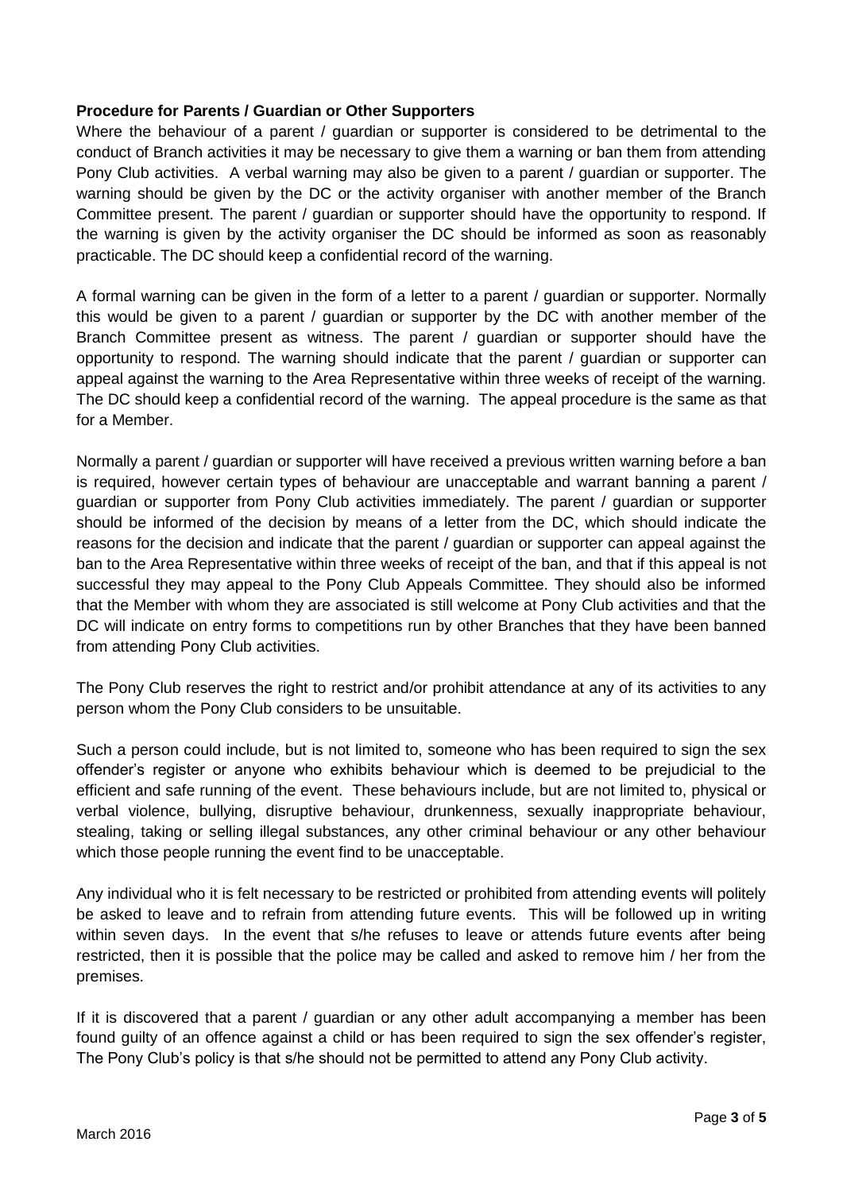**Procedure for Parents / Guardian or Other Supporters**

Where the behaviour of a parent / guardian or supporter is considered to be detrimental to the conduct of Branch activities it may be necessary to give them a warning or ban them from attending Pony Club activities. A verbal warning may also be given to a parent / guardian or supporter. The warning should be given by the DC or the activity organiser with another member of the Branch Committee present. The parent / guardian or supporter should have the opportunity to respond. If the warning is given by the activity organiser the DC should be informed as soon as reasonably practicable. The DC should keep a confidential record of the warning.

A formal warning can be given in the form of a letter to a parent / guardian or supporter. Normally this would be given to a parent / guardian or supporter by the DC with another member of the Branch Committee present as witness. The parent / guardian or supporter should have the opportunity to respond. The warning should indicate that the parent / guardian or supporter can appeal against the warning to the Area Representative within three weeks of receipt of the warning. The DC should keep a confidential record of the warning. The appeal procedure is the same as that for a Member.

Normally a parent / guardian or supporter will have received a previous written warning before a ban is required, however certain types of behaviour are unacceptable and warrant banning a parent / guardian or supporter from Pony Club activities immediately. The parent / guardian or supporter should be informed of the decision by means of a letter from the DC, which should indicate the reasons for the decision and indicate that the parent / guardian or supporter can appeal against the ban to the Area Representative within three weeks of receipt of the ban, and that if this appeal is not successful they may appeal to the Pony Club Appeals Committee. They should also be informed that the Member with whom they are associated is still welcome at Pony Club activities and that the DC will indicate on entry forms to competitions run by other Branches that they have been banned from attending Pony Club activities.

The Pony Club reserves the right to restrict and/or prohibit attendance at any of its activities to any person whom the Pony Club considers to be unsuitable.

Such a person could include, but is not limited to, someone who has been required to sign the sex offender's register or anyone who exhibits behaviour which is deemed to be prejudicial to the efficient and safe running of the event. These behaviours include, but are not limited to, physical or verbal violence, bullying, disruptive behaviour, drunkenness, sexually inappropriate behaviour, stealing, taking or selling illegal substances, any other criminal behaviour or any other behaviour which those people running the event find to be unacceptable.

Any individual who it is felt necessary to be restricted or prohibited from attending events will politely be asked to leave and to refrain from attending future events. This will be followed up in writing within seven days. In the event that s/he refuses to leave or attends future events after being restricted, then it is possible that the police may be called and asked to remove him / her from the premises.

If it is discovered that a parent / guardian or any other adult accompanying a member has been found guilty of an offence against a child or has been required to sign the sex offender's register, The Pony Club's policy is that s/he should not be permitted to attend any Pony Club activity.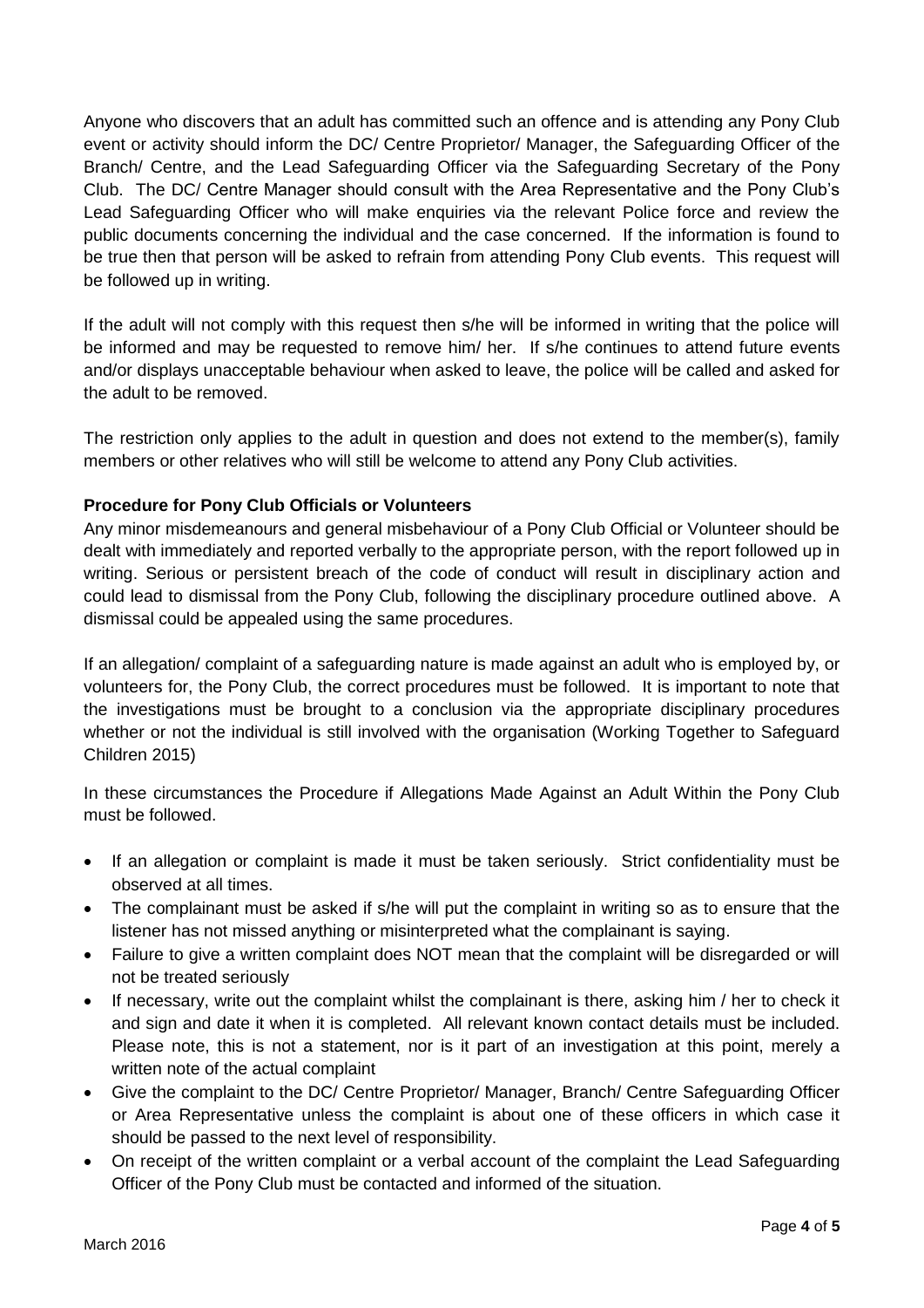Anyone who discovers that an adult has committed such an offence and is attending any Pony Club event or activity should inform the DC/ Centre Proprietor/ Manager, the Safeguarding Officer of the Branch/ Centre, and the Lead Safeguarding Officer via the Safeguarding Secretary of the Pony Club. The DC/ Centre Manager should consult with the Area Representative and the Pony Club's Lead Safeguarding Officer who will make enquiries via the relevant Police force and review the public documents concerning the individual and the case concerned. If the information is found to be true then that person will be asked to refrain from attending Pony Club events. This request will be followed up in writing.

If the adult will not comply with this request then s/he will be informed in writing that the police will be informed and may be requested to remove him/ her. If s/he continues to attend future events and/or displays unacceptable behaviour when asked to leave, the police will be called and asked for the adult to be removed.

The restriction only applies to the adult in question and does not extend to the member(s), family members or other relatives who will still be welcome to attend any Pony Club activities.

**Procedure for Pony Club Officials or Volunteers**

Any minor misdemeanours and general misbehaviour of a Pony Club Official or Volunteer should be dealt with immediately and reported verbally to the appropriate person, with the report followed up in writing. Serious or persistent breach of the code of conduct will result in disciplinary action and could lead to dismissal from the Pony Club, following the disciplinary procedure outlined above. A dismissal could be appealed using the same procedures.

If an allegation/ complaint of a safeguarding nature is made against an adult who is employed by, or volunteers for, the Pony Club, the correct procedures must be followed. It is important to note that the investigations must be brought to a conclusion via the appropriate disciplinary procedures whether or not the individual is still involved with the organisation (Working Together to Safeguard Children 2015)

In these circumstances the Procedure if Allegations Made Against an Adult Within the Pony Club must be followed.

- If an allegation or complaint is made it must be taken seriously. Strict confidentiality must be observed at all times.
- The complainant must be asked if s/he will put the complaint in writing so as to ensure that the listener has not missed anything or misinterpreted what the complainant is saying.
- Failure to give a written complaint does NOT mean that the complaint will be disregarded or will not be treated seriously
- If necessary, write out the complaint whilst the complainant is there, asking him / her to check it and sign and date it when it is completed. All relevant known contact details must be included. Please note, this is not a statement, nor is it part of an investigation at this point, merely a written note of the actual complaint
- Give the complaint to the DC/ Centre Proprietor/ Manager, Branch/ Centre Safeguarding Officer or Area Representative unless the complaint is about one of these officers in which case it should be passed to the next level of responsibility.
- On receipt of the written complaint or a verbal account of the complaint the Lead Safeguarding Officer of the Pony Club must be contacted and informed of the situation.

March 2016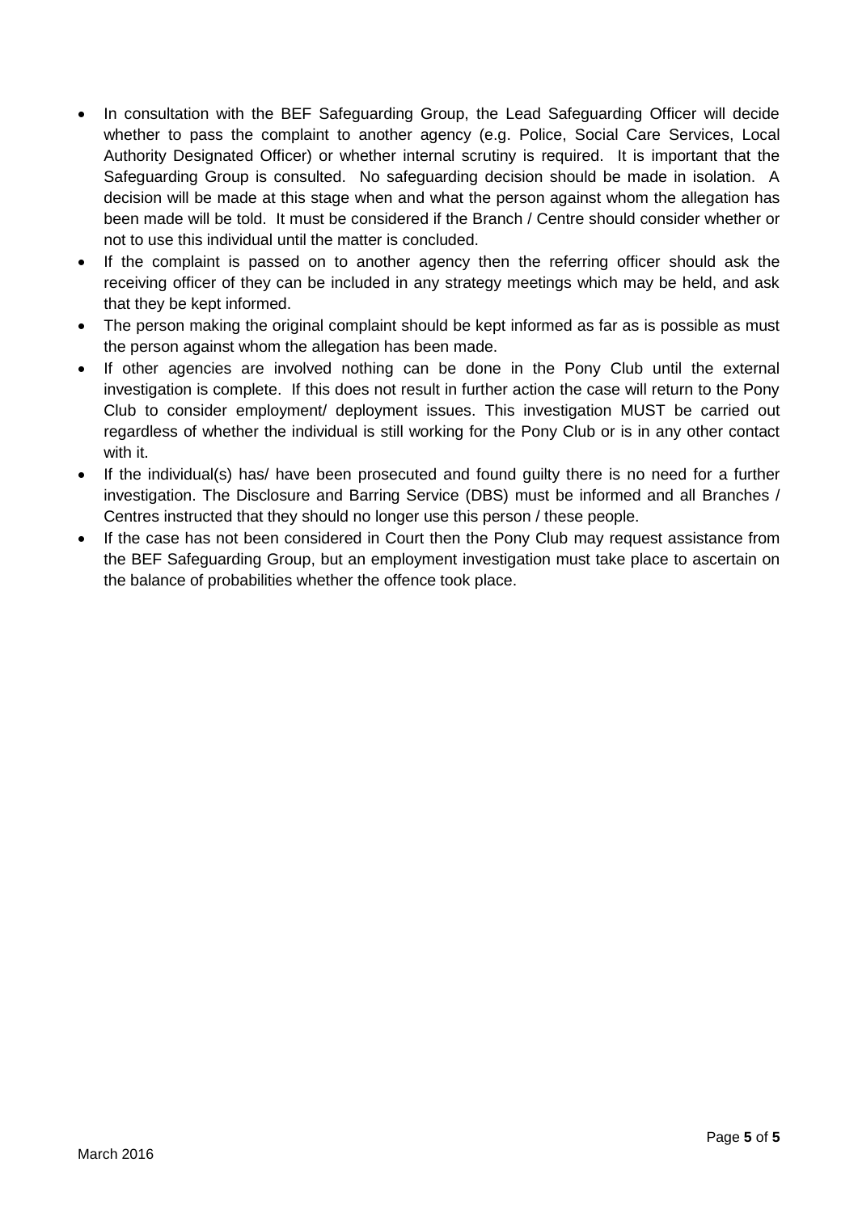- In consultation with the BEF Safeguarding Group, the Lead Safeguarding Officer will decide whether to pass the complaint to another agency (e.g. Police, Social Care Services, Local Authority Designated Officer) or whether internal scrutiny is required. It is important that the Safeguarding Group is consulted. No safeguarding decision should be made in isolation. A decision will be made at this stage when and what the person against whom the allegation has been made will be told. It must be considered if the Branch / Centre should consider whether or not to use this individual until the matter is concluded.
- If the complaint is passed on to another agency then the referring officer should ask the receiving officer of they can be included in any strategy meetings which may be held, and ask that they be kept informed.
- The person making the original complaint should be kept informed as far as is possible as must the person against whom the allegation has been made.
- If other agencies are involved nothing can be done in the Pony Club until the external investigation is complete. If this does not result in further action the case will return to the Pony Club to consider employment/ deployment issues. This investigation MUST be carried out regardless of whether the individual is still working for the Pony Club or is in any other contact with it.
- If the individual(s) has/ have been prosecuted and found guilty there is no need for a further investigation. The Disclosure and Barring Service (DBS) must be informed and all Branches / Centres instructed that they should no longer use this person / these people.
- If the case has not been considered in Court then the Pony Club may request assistance from the BEF Safeguarding Group, but an employment investigation must take place to ascertain on the balance of probabilities whether the offence took place.

March 2016